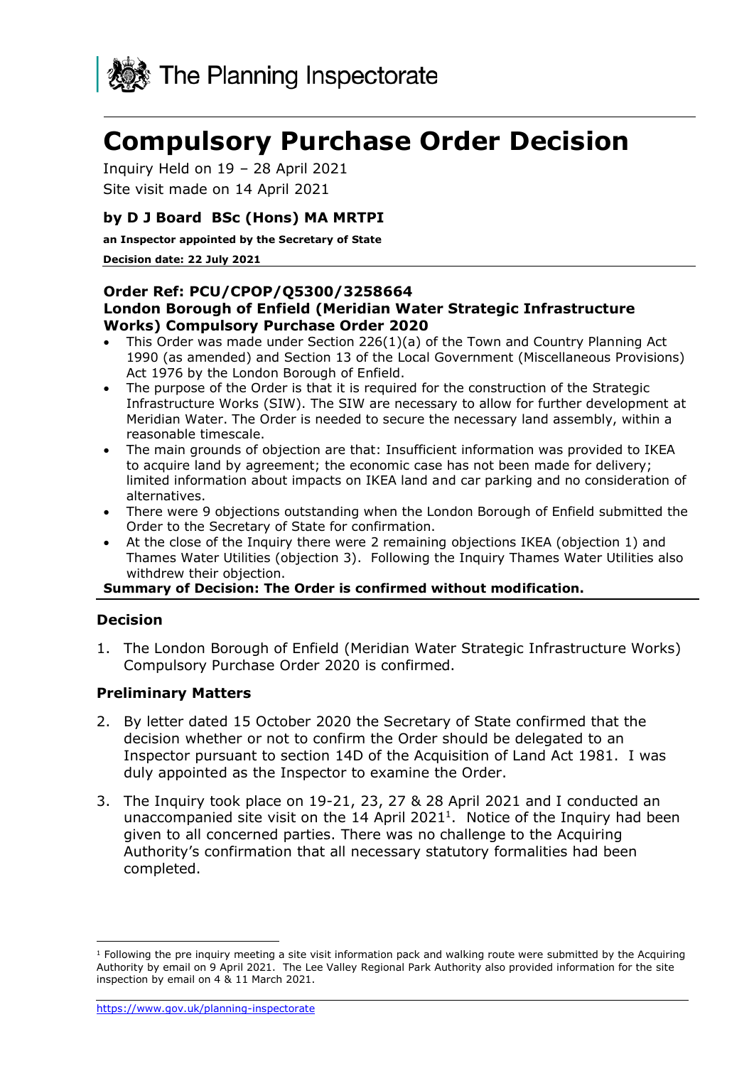The Planning Inspectorate

# Compulsory Purchase Order Decision

Inquiry Held on 19 – 28 April 2021

Site visit made on 14 April 2021

### by D J Board BSc (Hons) MA MRTPI

**an Inspector appointed by the Secretary of State**

**Decision date: 22 July 2021**

**Order Ref: PCU/CPOP/Q5300/3258664**
**London Borough of Enfield (Meridian Water Strategic Infrastructure Works) Compulsory Purchase Order 2020**

- This Order was made under Section 226(1)(a) of the Town and Country Planning Act 1990 (as amended) and Section 13 of the Local Government (Miscellaneous Provisions) Act 1976 by the London Borough of Enfield.
- The purpose of the Order is that it is required for the construction of the Strategic Infrastructure Works (SIW). The SIW are necessary to allow for further development at Meridian Water. The Order is needed to secure the necessary land assembly, within a reasonable timescale.
- The main grounds of objection are that: Insufficient information was provided to IKEA to acquire land by agreement; the economic case has not been made for delivery; limited information about impacts on IKEA land and car parking and no consideration of alternatives.
- There were 9 objections outstanding when the London Borough of Enfield submitted the Order to the Secretary of State for confirmation.
- At the close of the Inquiry there were 2 remaining objections IKEA (objection 1) and Thames Water Utilities (objection 3). Following the Inquiry Thames Water Utilities also withdrew their objection.

**Summary of Decision: The Order is confirmed without modification.**

### Decision

1. The London Borough of Enfield (Meridian Water Strategic Infrastructure Works) Compulsory Purchase Order 2020 is confirmed.

### Preliminary Matters

2. By letter dated 15 October 2020 the Secretary of State confirmed that the decision whether or not to confirm the Order should be delegated to an Inspector pursuant to section 14D of the Acquisition of Land Act 1981. I was duly appointed as the Inspector to examine the Order.

3. The Inquiry took place on 19-21, 23, 27 & 28 April 2021 and I conducted an unaccompanied site visit on the 14 April 2021[1]. Notice of the Inquiry had been given to all concerned parties. There was no challenge to the Acquiring Authority's confirmation that all necessary statutory formalities had been completed.

[1] Following the pre inquiry meeting a site visit information pack and walking route were submitted by the Acquiring Authority by email on 9 April 2021. The Lee Valley Regional Park Authority also provided information for the site inspection by email on 4 & 11 March 2021.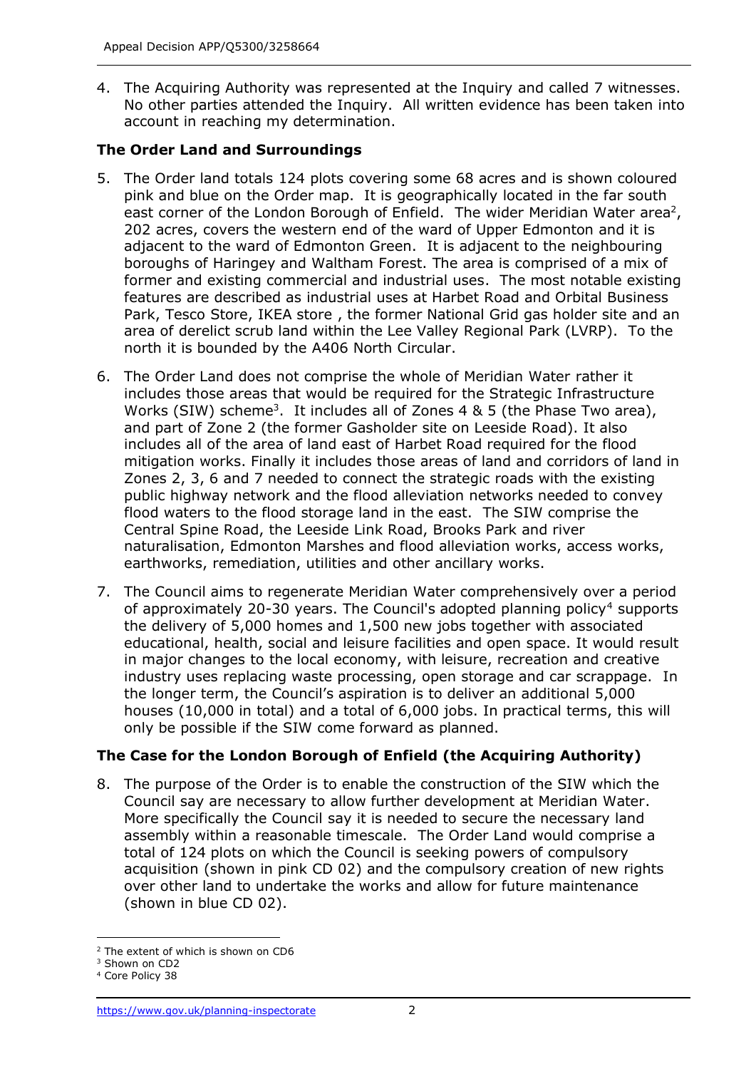4. The Acquiring Authority was represented at the Inquiry and called 7 witnesses. No other parties attended the Inquiry. All written evidence has been taken into account in reaching my determination.

**The Order Land and Surroundings**

5. The Order land totals 124 plots covering some 68 acres and is shown coloured pink and blue on the Order map. It is geographically located in the far south east corner of the London Borough of Enfield. The wider Meridian Water area[2], 202 acres, covers the western end of the ward of Upper Edmonton and it is adjacent to the ward of Edmonton Green. It is adjacent to the neighbouring boroughs of Haringey and Waltham Forest. The area is comprised of a mix of former and existing commercial and industrial uses. The most notable existing features are described as industrial uses at Harbet Road and Orbital Business Park, Tesco Store, IKEA store , the former National Grid gas holder site and an area of derelict scrub land within the Lee Valley Regional Park (LVRP). To the north it is bounded by the A406 North Circular.

6. The Order Land does not comprise the whole of Meridian Water rather it includes those areas that would be required for the Strategic Infrastructure Works (SIW) scheme[3]. It includes all of Zones 4 & 5 (the Phase Two area), and part of Zone 2 (the former Gasholder site on Leeside Road). It also includes all of the area of land east of Harbet Road required for the flood mitigation works. Finally it includes those areas of land and corridors of land in Zones 2, 3, 6 and 7 needed to connect the strategic roads with the existing public highway network and the flood alleviation networks needed to convey flood waters to the flood storage land in the east. The SIW comprise the Central Spine Road, the Leeside Link Road, Brooks Park and river naturalisation, Edmonton Marshes and flood alleviation works, access works, earthworks, remediation, utilities and other ancillary works.

7. The Council aims to regenerate Meridian Water comprehensively over a period of approximately 20-30 years. The Council's adopted planning policy[4] supports the delivery of 5,000 homes and 1,500 new jobs together with associated educational, health, social and leisure facilities and open space. This would result in major changes to the local economy, with leisure, recreation and creative industry uses replacing waste processing, open storage and car scrappage. In the longer term, the Council's aspiration is to deliver an additional 5,000 houses (10,000 in total) and a total of 6,000 jobs. In practical terms, this will only be possible if the SIW come forward as planned.

**The Case for the London Borough of Enfield (the Acquiring Authority)**

8. The purpose of the Order is to enable the construction of the SIW which the Council say are necessary to allow further development at Meridian Water. More specifically the Council say it is needed to secure the necessary land assembly within a reasonable timescale. The Order Land would comprise a total of 124 plots on which the Council is seeking powers of compulsory acquisition (shown in pink CD 02) and the compulsory creation of new rights over other land to undertake the works and allow for future maintenance (shown in blue CD 02).

---

[2] The extent of which is shown on CD6
[3] Shown on CD2
[4] Core Policy 38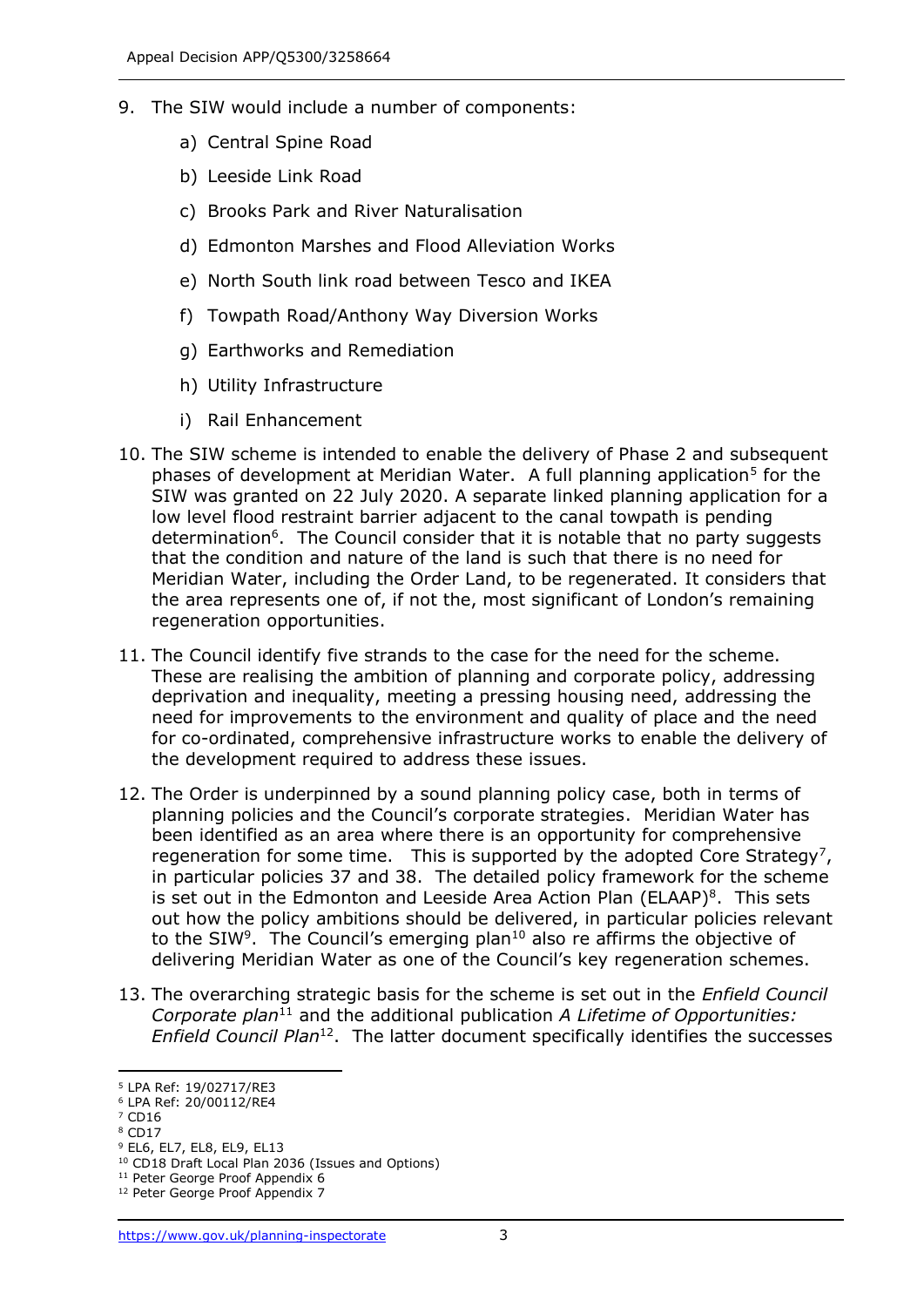9. The SIW would include a number of components:

    a) Central Spine Road

    b) Leeside Link Road

    c) Brooks Park and River Naturalisation

    d) Edmonton Marshes and Flood Alleviation Works

    e) North South link road between Tesco and IKEA

    f) Towpath Road/Anthony Way Diversion Works

    g) Earthworks and Remediation

    h) Utility Infrastructure

    i) Rail Enhancement

10. The SIW scheme is intended to enable the delivery of Phase 2 and subsequent phases of development at Meridian Water. A full planning application[5] for the SIW was granted on 22 July 2020. A separate linked planning application for a low level flood restraint barrier adjacent to the canal towpath is pending determination[6]. The Council consider that it is notable that no party suggests that the condition and nature of the land is such that there is no need for Meridian Water, including the Order Land, to be regenerated. It considers that the area represents one of, if not the, most significant of London's remaining regeneration opportunities.

11. The Council identify five strands to the case for the need for the scheme. These are realising the ambition of planning and corporate policy, addressing deprivation and inequality, meeting a pressing housing need, addressing the need for improvements to the environment and quality of place and the need for co-ordinated, comprehensive infrastructure works to enable the delivery of the development required to address these issues.

12. The Order is underpinned by a sound planning policy case, both in terms of planning policies and the Council's corporate strategies. Meridian Water has been identified as an area where there is an opportunity for comprehensive regeneration for some time. This is supported by the adopted Core Strategy[7], in particular policies 37 and 38. The detailed policy framework for the scheme is set out in the Edmonton and Leeside Area Action Plan (ELAAP)[8]. This sets out how the policy ambitions should be delivered, in particular policies relevant to the SIW[9]. The Council's emerging plan[10] also re affirms the objective of delivering Meridian Water as one of the Council's key regeneration schemes.

13. The overarching strategic basis for the scheme is set out in the *Enfield Council Corporate plan*[11] and the additional publication *A Lifetime of Opportunities: Enfield Council Plan*[12]. The latter document specifically identifies the successes

---

[5] LPA Ref: 19/02717/RE3

[6] LPA Ref: 20/00112/RE4

[7] CD16

[8] CD17

[9] EL6, EL7, EL8, EL9, EL13

[10] CD18 Draft Local Plan 2036 (Issues and Options)

[11] Peter George Proof Appendix 6

[12] Peter George Proof Appendix 7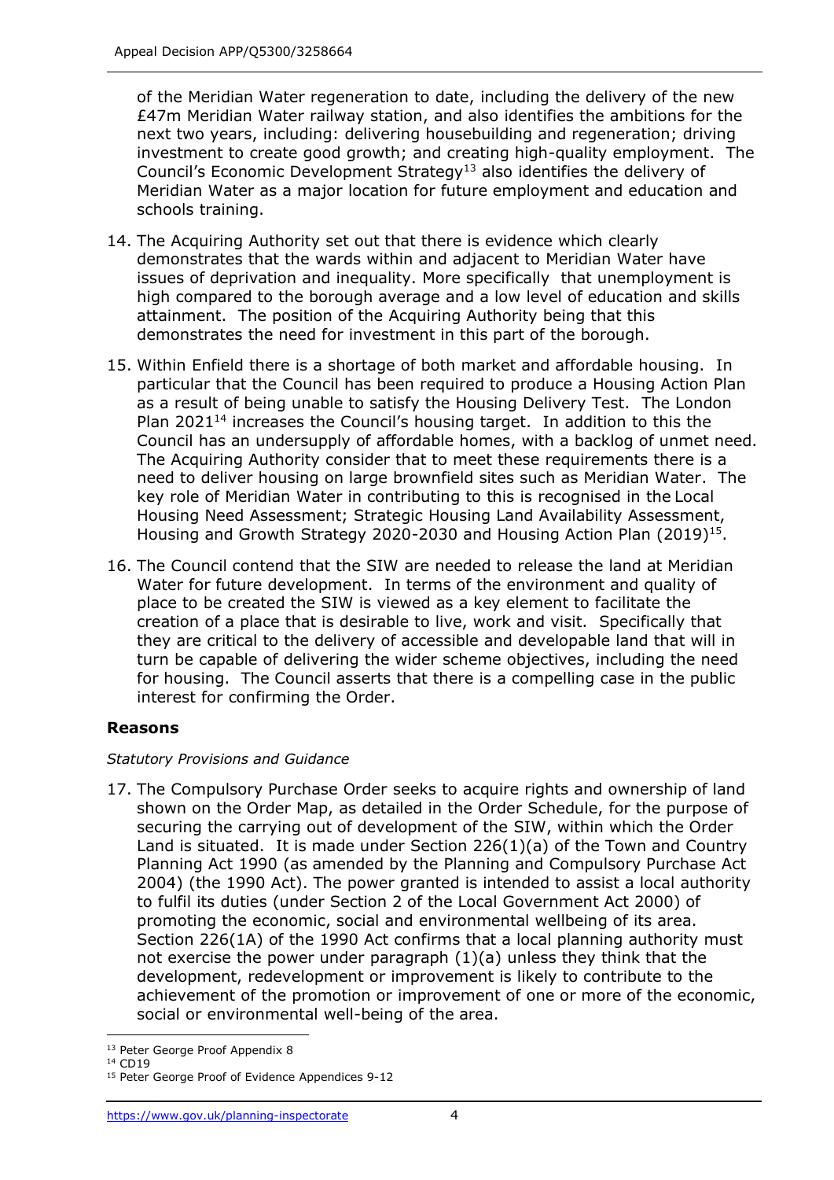of the Meridian Water regeneration to date, including the delivery of the new £47m Meridian Water railway station, and also identifies the ambitions for the next two years, including: delivering housebuilding and regeneration; driving investment to create good growth; and creating high-quality employment. The Council's Economic Development Strategy[13] also identifies the delivery of Meridian Water as a major location for future employment and education and schools training.

14. The Acquiring Authority set out that there is evidence which clearly demonstrates that the wards within and adjacent to Meridian Water have issues of deprivation and inequality. More specifically that unemployment is high compared to the borough average and a low level of education and skills attainment. The position of the Acquiring Authority being that this demonstrates the need for investment in this part of the borough.

15. Within Enfield there is a shortage of both market and affordable housing. In particular that the Council has been required to produce a Housing Action Plan as a result of being unable to satisfy the Housing Delivery Test. The London Plan 2021[14] increases the Council's housing target. In addition to this the Council has an undersupply of affordable homes, with a backlog of unmet need. The Acquiring Authority consider that to meet these requirements there is a need to deliver housing on large brownfield sites such as Meridian Water. The key role of Meridian Water in contributing to this is recognised in the Local Housing Need Assessment; Strategic Housing Land Availability Assessment, Housing and Growth Strategy 2020-2030 and Housing Action Plan (2019)[15].

16. The Council contend that the SIW are needed to release the land at Meridian Water for future development. In terms of the environment and quality of place to be created the SIW is viewed as a key element to facilitate the creation of a place that is desirable to live, work and visit. Specifically that they are critical to the delivery of accessible and developable land that will in turn be capable of delivering the wider scheme objectives, including the need for housing. The Council asserts that there is a compelling case in the public interest for confirming the Order.

## Reasons

*Statutory Provisions and Guidance*

17. The Compulsory Purchase Order seeks to acquire rights and ownership of land shown on the Order Map, as detailed in the Order Schedule, for the purpose of securing the carrying out of development of the SIW, within which the Order Land is situated. It is made under Section 226(1)(a) of the Town and Country Planning Act 1990 (as amended by the Planning and Compulsory Purchase Act 2004) (the 1990 Act). The power granted is intended to assist a local authority to fulfil its duties (under Section 2 of the Local Government Act 2000) of promoting the economic, social and environmental wellbeing of its area. Section 226(1A) of the 1990 Act confirms that a local planning authority must not exercise the power under paragraph (1)(a) unless they think that the development, redevelopment or improvement is likely to contribute to the achievement of the promotion or improvement of one or more of the economic, social or environmental well-being of the area.

[13] Peter George Proof Appendix 8

[14] CD19

[15] Peter George Proof of Evidence Appendices 9-12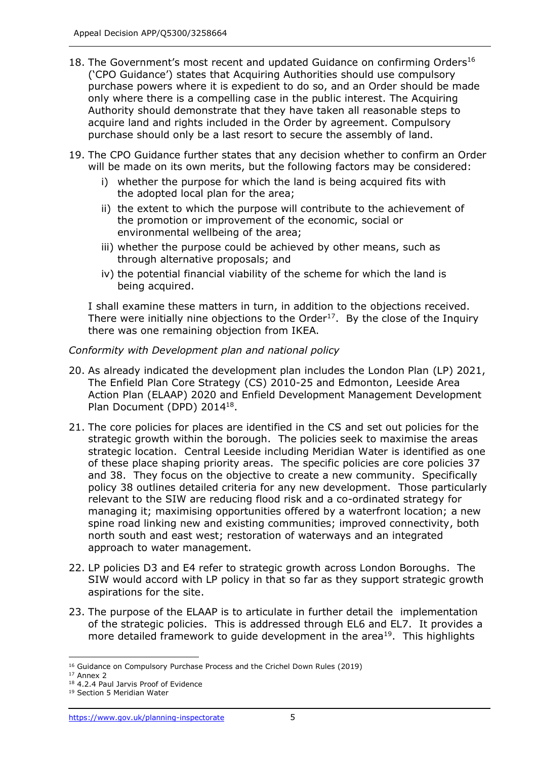18. The Government's most recent and updated Guidance on confirming Orders[16] ('CPO Guidance') states that Acquiring Authorities should use compulsory purchase powers where it is expedient to do so, and an Order should be made only where there is a compelling case in the public interest. The Acquiring Authority should demonstrate that they have taken all reasonable steps to acquire land and rights included in the Order by agreement. Compulsory purchase should only be a last resort to secure the assembly of land.

19. The CPO Guidance further states that any decision whether to confirm an Order will be made on its own merits, but the following factors may be considered:

    i) whether the purpose for which the land is being acquired fits with the adopted local plan for the area;

    ii) the extent to which the purpose will contribute to the achievement of the promotion or improvement of the economic, social or environmental wellbeing of the area;

    iii) whether the purpose could be achieved by other means, such as through alternative proposals; and

    iv) the potential financial viability of the scheme for which the land is being acquired.

    I shall examine these matters in turn, in addition to the objections received. There were initially nine objections to the Order[17]. By the close of the Inquiry there was one remaining objection from IKEA.

*Conformity with Development plan and national policy*

20. As already indicated the development plan includes the London Plan (LP) 2021, The Enfield Plan Core Strategy (CS) 2010-25 and Edmonton, Leeside Area Action Plan (ELAAP) 2020 and Enfield Development Management Development Plan Document (DPD) 2014[18].

21. The core policies for places are identified in the CS and set out policies for the strategic growth within the borough. The policies seek to maximise the areas strategic location. Central Leeside including Meridian Water is identified as one of these place shaping priority areas. The specific policies are core policies 37 and 38. They focus on the objective to create a new community. Specifically policy 38 outlines detailed criteria for any new development. Those particularly relevant to the SIW are reducing flood risk and a co-ordinated strategy for managing it; maximising opportunities offered by a waterfront location; a new spine road linking new and existing communities; improved connectivity, both north south and east west; restoration of waterways and an integrated approach to water management.

22. LP policies D3 and E4 refer to strategic growth across London Boroughs. The SIW would accord with LP policy in that so far as they support strategic growth aspirations for the site.

23. The purpose of the ELAAP is to articulate in further detail the implementation of the strategic policies. This is addressed through EL6 and EL7. It provides a more detailed framework to guide development in the area[19]. This highlights

---

[16] Guidance on Compulsory Purchase Process and the Crichel Down Rules (2019)

[17] Annex 2

[18] 4.2.4 Paul Jarvis Proof of Evidence

[19] Section 5 Meridian Water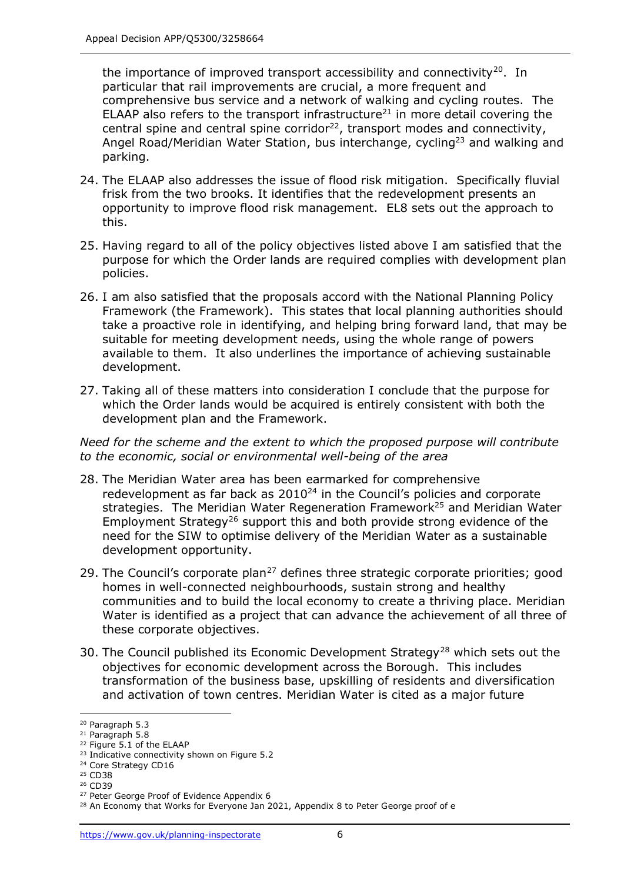the importance of improved transport accessibility and connectivity[20]. In particular that rail improvements are crucial, a more frequent and comprehensive bus service and a network of walking and cycling routes. The ELAAP also refers to the transport infrastructure[21] in more detail covering the central spine and central spine corridor[22], transport modes and connectivity, Angel Road/Meridian Water Station, bus interchange, cycling[23] and walking and parking.

24. The ELAAP also addresses the issue of flood risk mitigation. Specifically fluvial frisk from the two brooks. It identifies that the redevelopment presents an opportunity to improve flood risk management. EL8 sets out the approach to this.

25. Having regard to all of the policy objectives listed above I am satisfied that the purpose for which the Order lands are required complies with development plan policies.

26. I am also satisfied that the proposals accord with the National Planning Policy Framework (the Framework). This states that local planning authorities should take a proactive role in identifying, and helping bring forward land, that may be suitable for meeting development needs, using the whole range of powers available to them. It also underlines the importance of achieving sustainable development.

27. Taking all of these matters into consideration I conclude that the purpose for which the Order lands would be acquired is entirely consistent with both the development plan and the Framework.

*Need for the scheme and the extent to which the proposed purpose will contribute to the economic, social or environmental well-being of the area*

28. The Meridian Water area has been earmarked for comprehensive redevelopment as far back as 2010[24] in the Council's policies and corporate strategies. The Meridian Water Regeneration Framework[25] and Meridian Water Employment Strategy[26] support this and both provide strong evidence of the need for the SIW to optimise delivery of the Meridian Water as a sustainable development opportunity.

29. The Council's corporate plan[27] defines three strategic corporate priorities; good homes in well-connected neighbourhoods, sustain strong and healthy communities and to build the local economy to create a thriving place. Meridian Water is identified as a project that can advance the achievement of all three of these corporate objectives.

30. The Council published its Economic Development Strategy[28] which sets out the objectives for economic development across the Borough. This includes transformation of the business base, upskilling of residents and diversification and activation of town centres. Meridian Water is cited as a major future

---

[20] Paragraph 5.3
[21] Paragraph 5.8
[22] Figure 5.1 of the ELAAP
[23] Indicative connectivity shown on Figure 5.2
[24] Core Strategy CD16
[25] CD38
[26] CD39
[27] Peter George Proof of Evidence Appendix 6
[28] An Economy that Works for Everyone Jan 2021, Appendix 8 to Peter George proof of e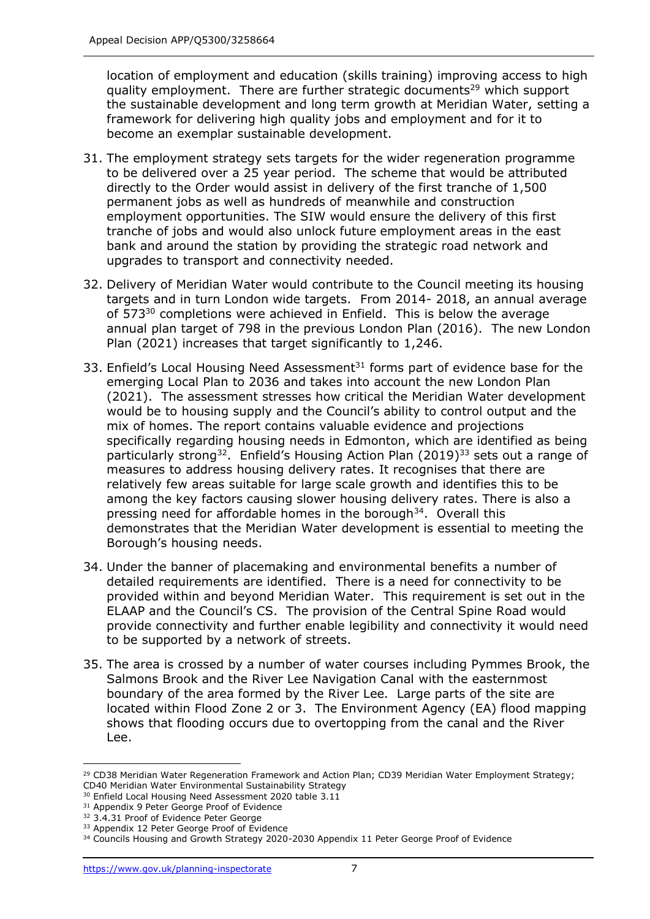location of employment and education (skills training) improving access to high quality employment. There are further strategic documents[29] which support the sustainable development and long term growth at Meridian Water, setting a framework for delivering high quality jobs and employment and for it to become an exemplar sustainable development.

31. The employment strategy sets targets for the wider regeneration programme to be delivered over a 25 year period. The scheme that would be attributed directly to the Order would assist in delivery of the first tranche of 1,500 permanent jobs as well as hundreds of meanwhile and construction employment opportunities. The SIW would ensure the delivery of this first tranche of jobs and would also unlock future employment areas in the east bank and around the station by providing the strategic road network and upgrades to transport and connectivity needed.

32. Delivery of Meridian Water would contribute to the Council meeting its housing targets and in turn London wide targets. From 2014- 2018, an annual average of 573[30] completions were achieved in Enfield. This is below the average annual plan target of 798 in the previous London Plan (2016). The new London Plan (2021) increases that target significantly to 1,246.

33. Enfield's Local Housing Need Assessment[31] forms part of evidence base for the emerging Local Plan to 2036 and takes into account the new London Plan (2021). The assessment stresses how critical the Meridian Water development would be to housing supply and the Council's ability to control output and the mix of homes. The report contains valuable evidence and projections specifically regarding housing needs in Edmonton, which are identified as being particularly strong[32]. Enfield's Housing Action Plan (2019)[33] sets out a range of measures to address housing delivery rates. It recognises that there are relatively few areas suitable for large scale growth and identifies this to be among the key factors causing slower housing delivery rates. There is also a pressing need for affordable homes in the borough[34]. Overall this demonstrates that the Meridian Water development is essential to meeting the Borough's housing needs.

34. Under the banner of placemaking and environmental benefits a number of detailed requirements are identified. There is a need for connectivity to be provided within and beyond Meridian Water. This requirement is set out in the ELAAP and the Council's CS. The provision of the Central Spine Road would provide connectivity and further enable legibility and connectivity it would need to be supported by a network of streets.

35. The area is crossed by a number of water courses including Pymmes Brook, the Salmons Brook and the River Lee Navigation Canal with the easternmost boundary of the area formed by the River Lee. Large parts of the site are located within Flood Zone 2 or 3. The Environment Agency (EA) flood mapping shows that flooding occurs due to overtopping from the canal and the River Lee.

---

[29] CD38 Meridian Water Regeneration Framework and Action Plan; CD39 Meridian Water Employment Strategy; CD40 Meridian Water Environmental Sustainability Strategy

[30] Enfield Local Housing Need Assessment 2020 table 3.11

[31] Appendix 9 Peter George Proof of Evidence

[32] 3.4.31 Proof of Evidence Peter George

[33] Appendix 12 Peter George Proof of Evidence

[34] Councils Housing and Growth Strategy 2020-2030 Appendix 11 Peter George Proof of Evidence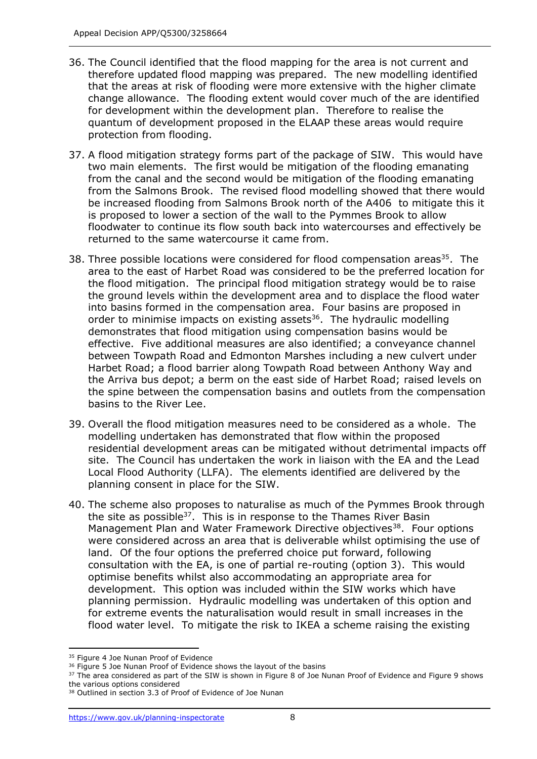36. The Council identified that the flood mapping for the area is not current and therefore updated flood mapping was prepared. The new modelling identified that the areas at risk of flooding were more extensive with the higher climate change allowance. The flooding extent would cover much of the are identified for development within the development plan. Therefore to realise the quantum of development proposed in the ELAAP these areas would require protection from flooding.

37. A flood mitigation strategy forms part of the package of SIW. This would have two main elements. The first would be mitigation of the flooding emanating from the canal and the second would be mitigation of the flooding emanating from the Salmons Brook. The revised flood modelling showed that there would be increased flooding from Salmons Brook north of the A406 to mitigate this it is proposed to lower a section of the wall to the Pymmes Brook to allow floodwater to continue its flow south back into watercourses and effectively be returned to the same watercourse it came from.

38. Three possible locations were considered for flood compensation areas[35]. The area to the east of Harbet Road was considered to be the preferred location for the flood mitigation. The principal flood mitigation strategy would be to raise the ground levels within the development area and to displace the flood water into basins formed in the compensation area. Four basins are proposed in order to minimise impacts on existing assets[36]. The hydraulic modelling demonstrates that flood mitigation using compensation basins would be effective. Five additional measures are also identified; a conveyance channel between Towpath Road and Edmonton Marshes including a new culvert under Harbet Road; a flood barrier along Towpath Road between Anthony Way and the Arriva bus depot; a berm on the east side of Harbet Road; raised levels on the spine between the compensation basins and outlets from the compensation basins to the River Lee.

39. Overall the flood mitigation measures need to be considered as a whole. The modelling undertaken has demonstrated that flow within the proposed residential development areas can be mitigated without detrimental impacts off site. The Council has undertaken the work in liaison with the EA and the Lead Local Flood Authority (LLFA). The elements identified are delivered by the planning consent in place for the SIW.

40. The scheme also proposes to naturalise as much of the Pymmes Brook through the site as possible[37]. This is in response to the Thames River Basin Management Plan and Water Framework Directive objectives[38]. Four options were considered across an area that is deliverable whilst optimising the use of land. Of the four options the preferred choice put forward, following consultation with the EA, is one of partial re-routing (option 3). This would optimise benefits whilst also accommodating an appropriate area for development. This option was included within the SIW works which have planning permission. Hydraulic modelling was undertaken of this option and for extreme events the naturalisation would result in small increases in the flood water level. To mitigate the risk to IKEA a scheme raising the existing

---

[35] Figure 4 Joe Nunan Proof of Evidence

[36] Figure 5 Joe Nunan Proof of Evidence shows the layout of the basins

[37] The area considered as part of the SIW is shown in Figure 8 of Joe Nunan Proof of Evidence and Figure 9 shows the various options considered

[38] Outlined in section 3.3 of Proof of Evidence of Joe Nunan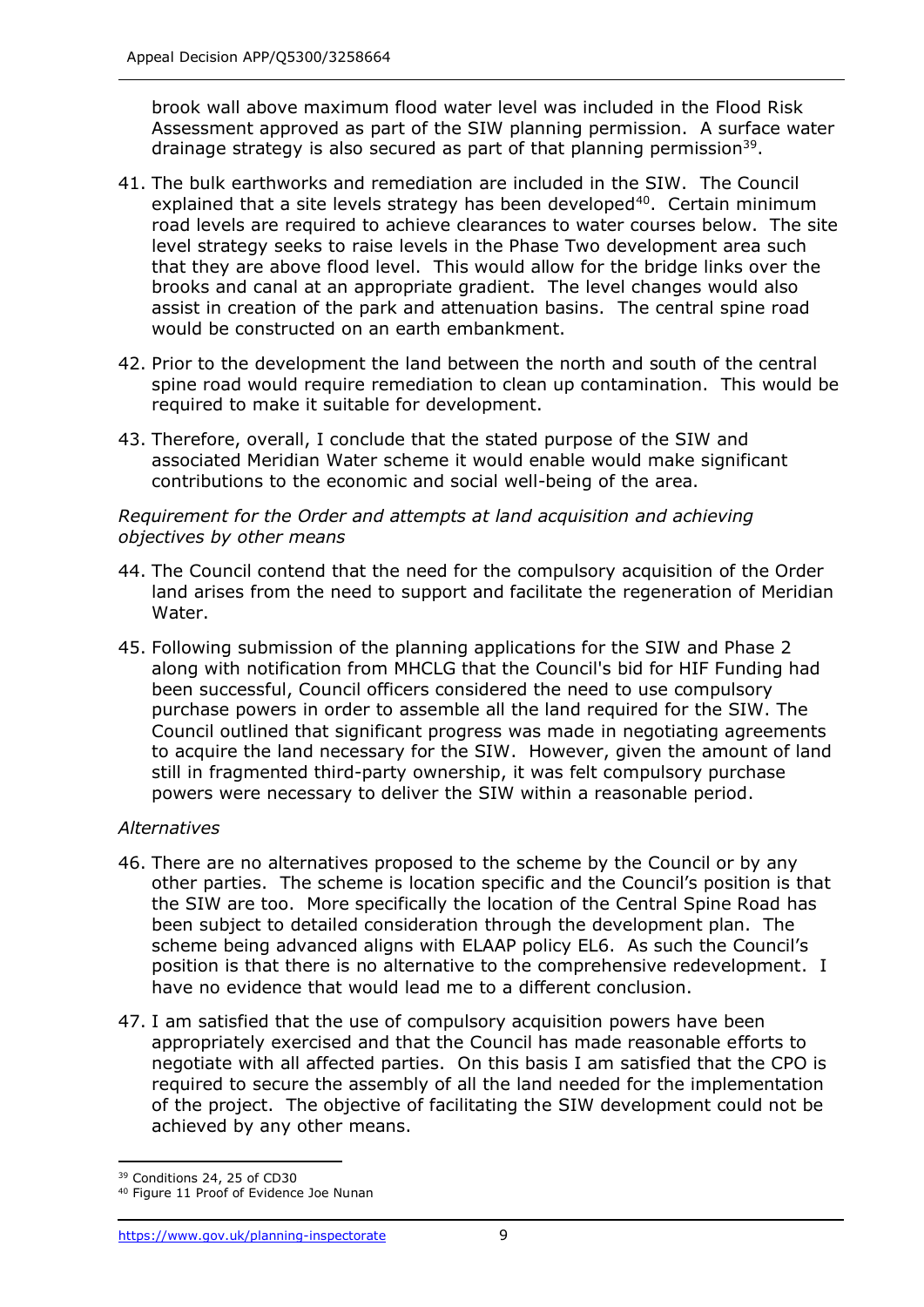brook wall above maximum flood water level was included in the Flood Risk Assessment approved as part of the SIW planning permission. A surface water drainage strategy is also secured as part of that planning permission[39].

41. The bulk earthworks and remediation are included in the SIW. The Council explained that a site levels strategy has been developed[40]. Certain minimum road levels are required to achieve clearances to water courses below. The site level strategy seeks to raise levels in the Phase Two development area such that they are above flood level. This would allow for the bridge links over the brooks and canal at an appropriate gradient. The level changes would also assist in creation of the park and attenuation basins. The central spine road would be constructed on an earth embankment.

42. Prior to the development the land between the north and south of the central spine road would require remediation to clean up contamination. This would be required to make it suitable for development.

43. Therefore, overall, I conclude that the stated purpose of the SIW and associated Meridian Water scheme it would enable would make significant contributions to the economic and social well-being of the area.

*Requirement for the Order and attempts at land acquisition and achieving objectives by other means*

44. The Council contend that the need for the compulsory acquisition of the Order land arises from the need to support and facilitate the regeneration of Meridian Water.

45. Following submission of the planning applications for the SIW and Phase 2 along with notification from MHCLG that the Council's bid for HIF Funding had been successful, Council officers considered the need to use compulsory purchase powers in order to assemble all the land required for the SIW. The Council outlined that significant progress was made in negotiating agreements to acquire the land necessary for the SIW. However, given the amount of land still in fragmented third-party ownership, it was felt compulsory purchase powers were necessary to deliver the SIW within a reasonable period.

*Alternatives*

46. There are no alternatives proposed to the scheme by the Council or by any other parties. The scheme is location specific and the Council's position is that the SIW are too. More specifically the location of the Central Spine Road has been subject to detailed consideration through the development plan. The scheme being advanced aligns with ELAAP policy EL6. As such the Council's position is that there is no alternative to the comprehensive redevelopment. I have no evidence that would lead me to a different conclusion.

47. I am satisfied that the use of compulsory acquisition powers have been appropriately exercised and that the Council has made reasonable efforts to negotiate with all affected parties. On this basis I am satisfied that the CPO is required to secure the assembly of all the land needed for the implementation of the project. The objective of facilitating the SIW development could not be achieved by any other means.

---

[39] Conditions 24, 25 of CD30

[40] Figure 11 Proof of Evidence Joe Nunan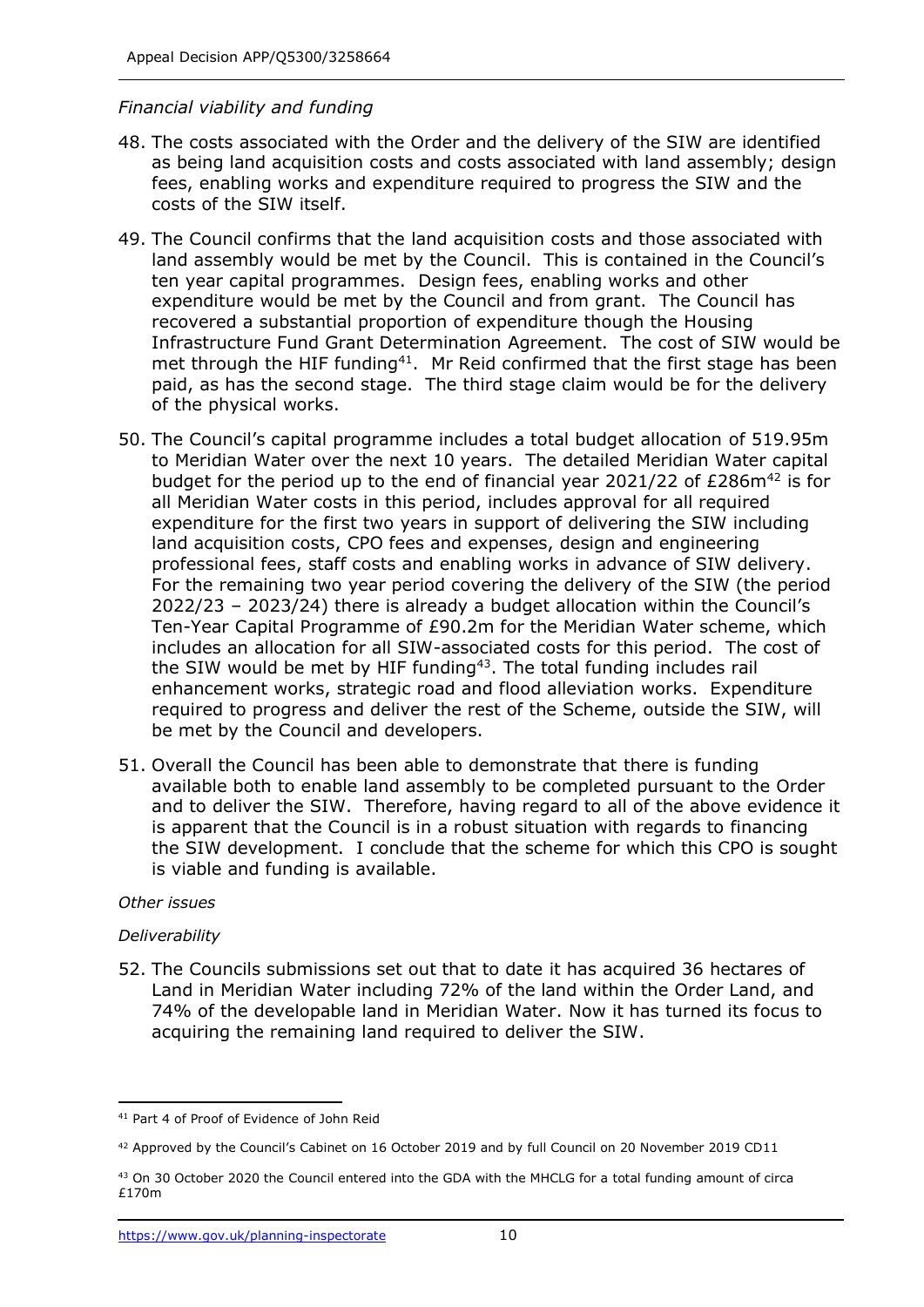*Financial viability and funding*

48. The costs associated with the Order and the delivery of the SIW are identified as being land acquisition costs and costs associated with land assembly; design fees, enabling works and expenditure required to progress the SIW and the costs of the SIW itself.

49. The Council confirms that the land acquisition costs and those associated with land assembly would be met by the Council. This is contained in the Council's ten year capital programmes. Design fees, enabling works and other expenditure would be met by the Council and from grant. The Council has recovered a substantial proportion of expenditure though the Housing Infrastructure Fund Grant Determination Agreement. The cost of SIW would be met through the HIF funding[41]. Mr Reid confirmed that the first stage has been paid, as has the second stage. The third stage claim would be for the delivery of the physical works.

50. The Council's capital programme includes a total budget allocation of 519.95m to Meridian Water over the next 10 years. The detailed Meridian Water capital budget for the period up to the end of financial year 2021/22 of £286m[42] is for all Meridian Water costs in this period, includes approval for all required expenditure for the first two years in support of delivering the SIW including land acquisition costs, CPO fees and expenses, design and engineering professional fees, staff costs and enabling works in advance of SIW delivery. For the remaining two year period covering the delivery of the SIW (the period 2022/23 – 2023/24) there is already a budget allocation within the Council's Ten-Year Capital Programme of £90.2m for the Meridian Water scheme, which includes an allocation for all SIW-associated costs for this period. The cost of the SIW would be met by HIF funding[43]. The total funding includes rail enhancement works, strategic road and flood alleviation works. Expenditure required to progress and deliver the rest of the Scheme, outside the SIW, will be met by the Council and developers.

51. Overall the Council has been able to demonstrate that there is funding available both to enable land assembly to be completed pursuant to the Order and to deliver the SIW. Therefore, having regard to all of the above evidence it is apparent that the Council is in a robust situation with regards to financing the SIW development. I conclude that the scheme for which this CPO is sought is viable and funding is available.

*Other issues*

*Deliverability*

52. The Councils submissions set out that to date it has acquired 36 hectares of Land in Meridian Water including 72% of the land within the Order Land, and 74% of the developable land in Meridian Water. Now it has turned its focus to acquiring the remaining land required to deliver the SIW.

---

[41] Part 4 of Proof of Evidence of John Reid

[42] Approved by the Council's Cabinet on 16 October 2019 and by full Council on 20 November 2019 CD11

[43] On 30 October 2020 the Council entered into the GDA with the MHCLG for a total funding amount of circa £170m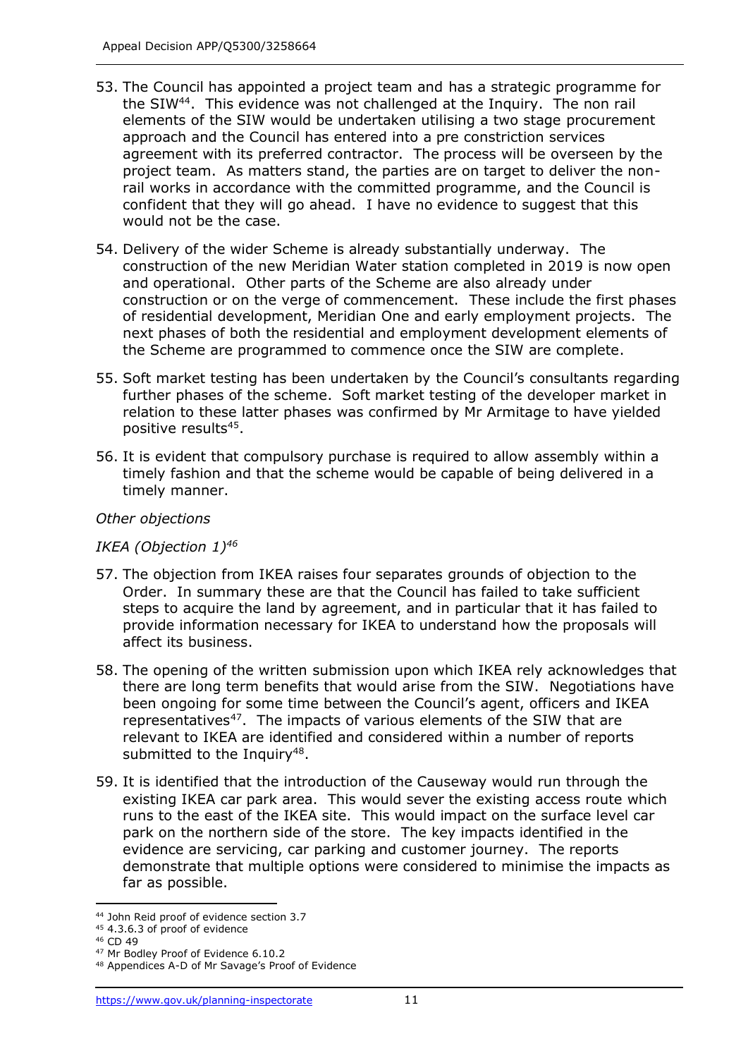53. The Council has appointed a project team and has a strategic programme for the SIW[44]. This evidence was not challenged at the Inquiry. The non rail elements of the SIW would be undertaken utilising a two stage procurement approach and the Council has entered into a pre constriction services agreement with its preferred contractor. The process will be overseen by the project team. As matters stand, the parties are on target to deliver the non-rail works in accordance with the committed programme, and the Council is confident that they will go ahead. I have no evidence to suggest that this would not be the case.

54. Delivery of the wider Scheme is already substantially underway. The construction of the new Meridian Water station completed in 2019 is now open and operational. Other parts of the Scheme are also already under construction or on the verge of commencement. These include the first phases of residential development, Meridian One and early employment projects. The next phases of both the residential and employment development elements of the Scheme are programmed to commence once the SIW are complete.

55. Soft market testing has been undertaken by the Council's consultants regarding further phases of the scheme. Soft market testing of the developer market in relation to these latter phases was confirmed by Mr Armitage to have yielded positive results[45].

56. It is evident that compulsory purchase is required to allow assembly within a timely fashion and that the scheme would be capable of being delivered in a timely manner.

*Other objections*

*IKEA (Objection 1)*[46]

57. The objection from IKEA raises four separates grounds of objection to the Order. In summary these are that the Council has failed to take sufficient steps to acquire the land by agreement, and in particular that it has failed to provide information necessary for IKEA to understand how the proposals will affect its business.

58. The opening of the written submission upon which IKEA rely acknowledges that there are long term benefits that would arise from the SIW. Negotiations have been ongoing for some time between the Council's agent, officers and IKEA representatives[47]. The impacts of various elements of the SIW that are relevant to IKEA are identified and considered within a number of reports submitted to the Inquiry[48].

59. It is identified that the introduction of the Causeway would run through the existing IKEA car park area. This would sever the existing access route which runs to the east of the IKEA site. This would impact on the surface level car park on the northern side of the store. The key impacts identified in the evidence are servicing, car parking and customer journey. The reports demonstrate that multiple options were considered to minimise the impacts as far as possible.

---

[44] John Reid proof of evidence section 3.7
[45] 4.3.6.3 of proof of evidence
[46] CD 49
[47] Mr Bodley Proof of Evidence 6.10.2
[48] Appendices A-D of Mr Savage's Proof of Evidence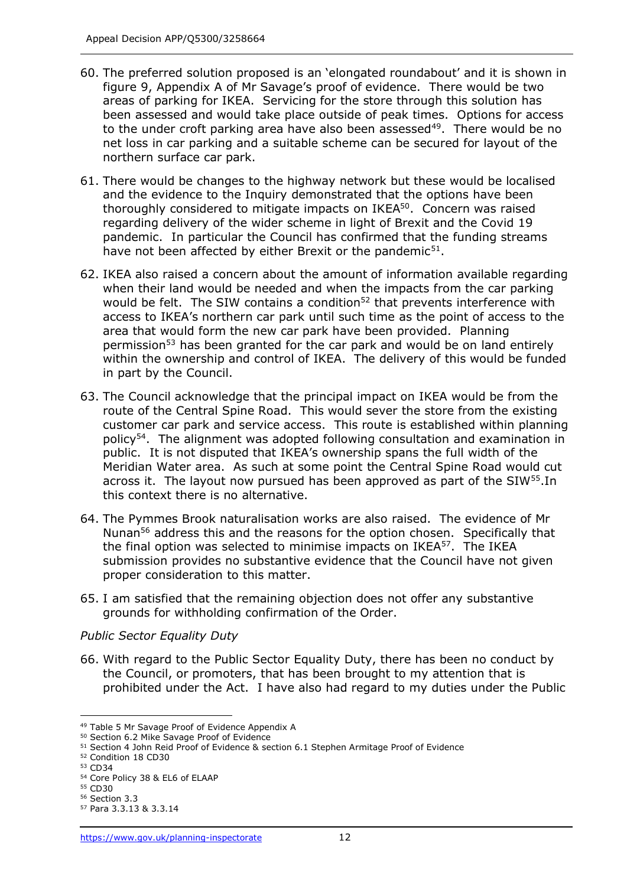60. The preferred solution proposed is an 'elongated roundabout' and it is shown in figure 9, Appendix A of Mr Savage's proof of evidence. There would be two areas of parking for IKEA. Servicing for the store through this solution has been assessed and would take place outside of peak times. Options for access to the under croft parking area have also been assessed[49]. There would be no net loss in car parking and a suitable scheme can be secured for layout of the northern surface car park.

61. There would be changes to the highway network but these would be localised and the evidence to the Inquiry demonstrated that the options have been thoroughly considered to mitigate impacts on IKEA[50]. Concern was raised regarding delivery of the wider scheme in light of Brexit and the Covid 19 pandemic. In particular the Council has confirmed that the funding streams have not been affected by either Brexit or the pandemic[51].

62. IKEA also raised a concern about the amount of information available regarding when their land would be needed and when the impacts from the car parking would be felt. The SIW contains a condition[52] that prevents interference with access to IKEA's northern car park until such time as the point of access to the area that would form the new car park have been provided. Planning permission[53] has been granted for the car park and would be on land entirely within the ownership and control of IKEA. The delivery of this would be funded in part by the Council.

63. The Council acknowledge that the principal impact on IKEA would be from the route of the Central Spine Road. This would sever the store from the existing customer car park and service access. This route is established within planning policy[54]. The alignment was adopted following consultation and examination in public. It is not disputed that IKEA's ownership spans the full width of the Meridian Water area. As such at some point the Central Spine Road would cut across it. The layout now pursued has been approved as part of the SIW[55].In this context there is no alternative.

64. The Pymmes Brook naturalisation works are also raised. The evidence of Mr Nunan[56] address this and the reasons for the option chosen. Specifically that the final option was selected to minimise impacts on IKEA[57]. The IKEA submission provides no substantive evidence that the Council have not given proper consideration to this matter.

65. I am satisfied that the remaining objection does not offer any substantive grounds for withholding confirmation of the Order.

*Public Sector Equality Duty*

66. With regard to the Public Sector Equality Duty, there has been no conduct by the Council, or promoters, that has been brought to my attention that is prohibited under the Act. I have also had regard to my duties under the Public

---

[49] Table 5 Mr Savage Proof of Evidence Appendix A
[50] Section 6.2 Mike Savage Proof of Evidence
[51] Section 4 John Reid Proof of Evidence & section 6.1 Stephen Armitage Proof of Evidence
[52] Condition 18 CD30
[53] CD34
[54] Core Policy 38 & EL6 of ELAAP
[55] CD30
[56] Section 3.3
[57] Para 3.3.13 & 3.3.14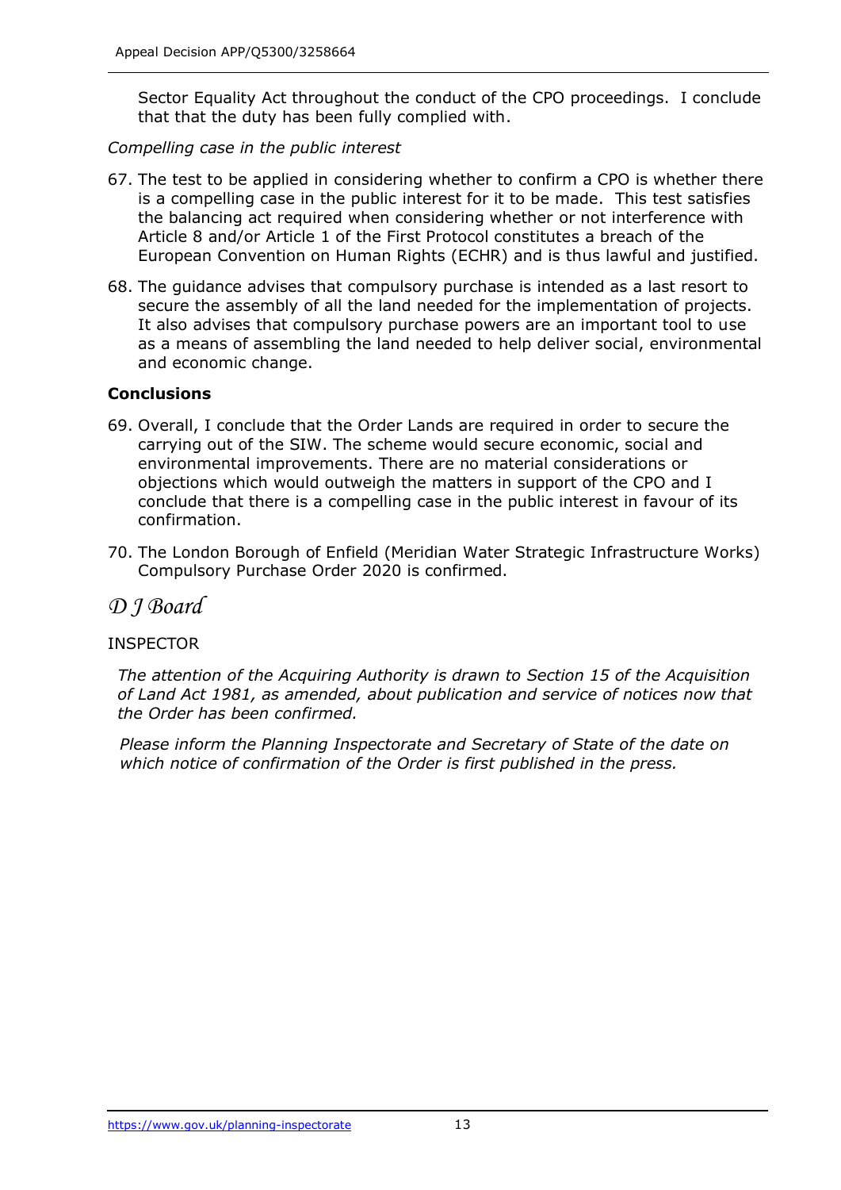Sector Equality Act throughout the conduct of the CPO proceedings. I conclude that that the duty has been fully complied with.

*Compelling case in the public interest*

67. The test to be applied in considering whether to confirm a CPO is whether there is a compelling case in the public interest for it to be made. This test satisfies the balancing act required when considering whether or not interference with Article 8 and/or Article 1 of the First Protocol constitutes a breach of the European Convention on Human Rights (ECHR) and is thus lawful and justified.

68. The guidance advises that compulsory purchase is intended as a last resort to secure the assembly of all the land needed for the implementation of projects. It also advises that compulsory purchase powers are an important tool to use as a means of assembling the land needed to help deliver social, environmental and economic change.

## Conclusions

69. Overall, I conclude that the Order Lands are required in order to secure the carrying out of the SIW. The scheme would secure economic, social and environmental improvements. There are no material considerations or objections which would outweigh the matters in support of the CPO and I conclude that there is a compelling case in the public interest in favour of its confirmation.

70. The London Borough of Enfield (Meridian Water Strategic Infrastructure Works) Compulsory Purchase Order 2020 is confirmed.

*D J Board*

INSPECTOR

*The attention of the Acquiring Authority is drawn to Section 15 of the Acquisition of Land Act 1981, as amended, about publication and service of notices now that the Order has been confirmed.*

*Please inform the Planning Inspectorate and Secretary of State of the date on which notice of confirmation of the Order is first published in the press.*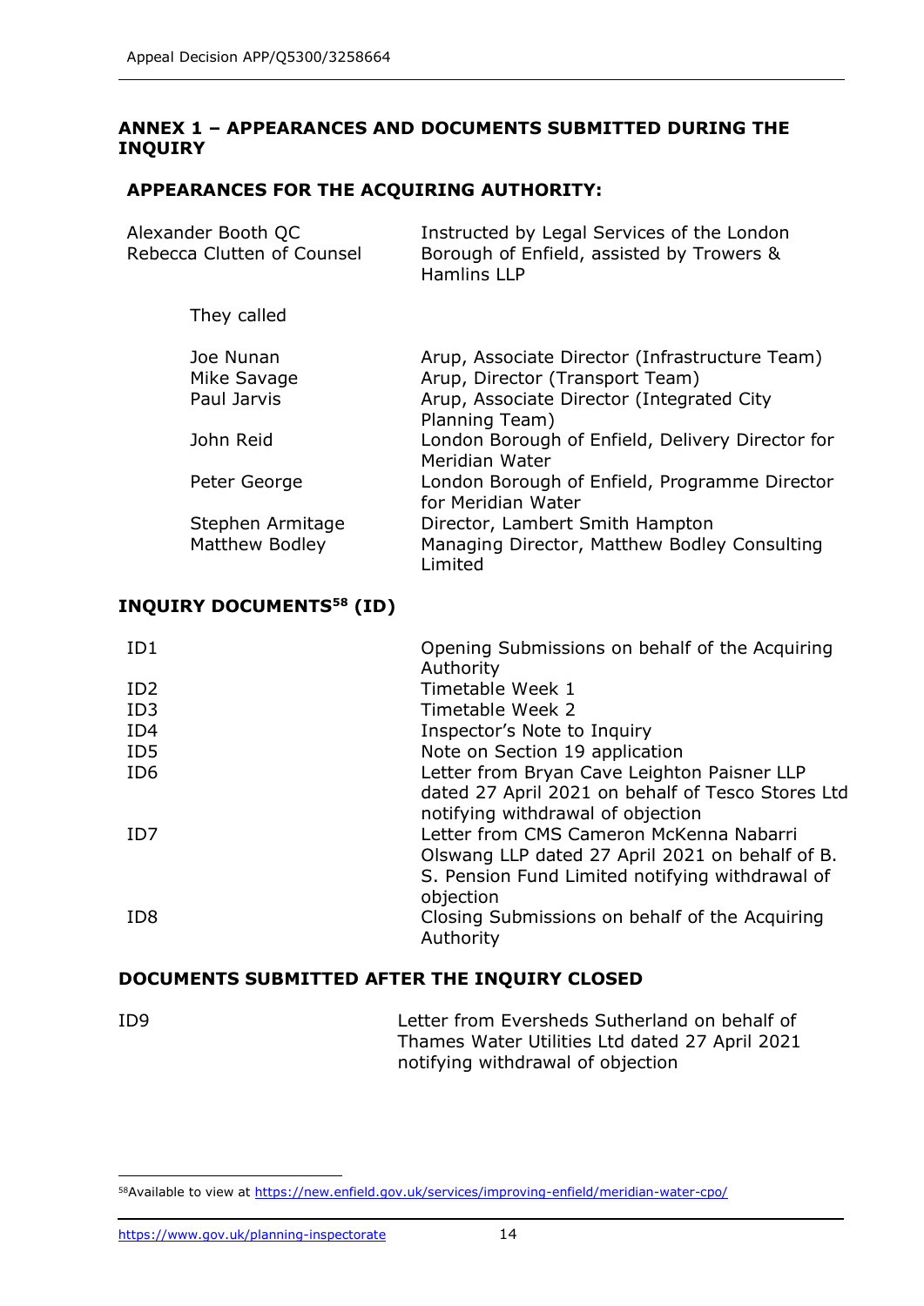## ANNEX 1 – APPEARANCES AND DOCUMENTS SUBMITTED DURING THE INQUIRY

### APPEARANCES FOR THE ACQUIRING AUTHORITY:

| | |
|---|---|
| Alexander Booth QC<br>Rebecca Clutten of Counsel | Instructed by Legal Services of the London Borough of Enfield, assisted by Towers & Hamlins LLP |
| They called | |
| Joe Nunan | Arup, Associate Director (Infrastructure Team) |
| Mike Savage | Arup, Director (Transport Team) |
| Paul Jarvis | Arup, Associate Director (Integrated City Planning Team) |
| John Reid | London Borough of Enfield, Delivery Director for Meridian Water |
| Peter George | London Borough of Enfield, Programme Director for Meridian Water |
| Stephen Armitage | Director, Lambert Smith Hampton |
| Matthew Bodley | Managing Director, Matthew Bodley Consulting Limited |

### INQUIRY DOCUMENTS[58] (ID)

| | |
|---|---|
| ID1 | Opening Submissions on behalf of the Acquiring Authority |
| ID2 | Timetable Week 1 |
| ID3 | Timetable Week 2 |
| ID4 | Inspector's Note to Inquiry |
| ID5 | Note on Section 19 application |
| ID6 | Letter from Bryan Cave Leighton Paisner LLP dated 27 April 2021 on behalf of Tesco Stores Ltd notifying withdrawal of objection |
| ID7 | Letter from CMS Cameron McKenna Nabarri Olswang LLP dated 27 April 2021 on behalf of B. S. Pension Fund Limited notifying withdrawal of objection |
| ID8 | Closing Submissions on behalf of the Acquiring Authority |

### DOCUMENTS SUBMITTED AFTER THE INQUIRY CLOSED

| | |
|---|---|
| ID9 | Letter from Eversheds Sutherland on behalf of Thames Water Utilities Ltd dated 27 April 2021 notifying withdrawal of objection |

[58] Available to view at https://new.enfield.gov.uk/services/improving-enfield/meridian-water-cpo/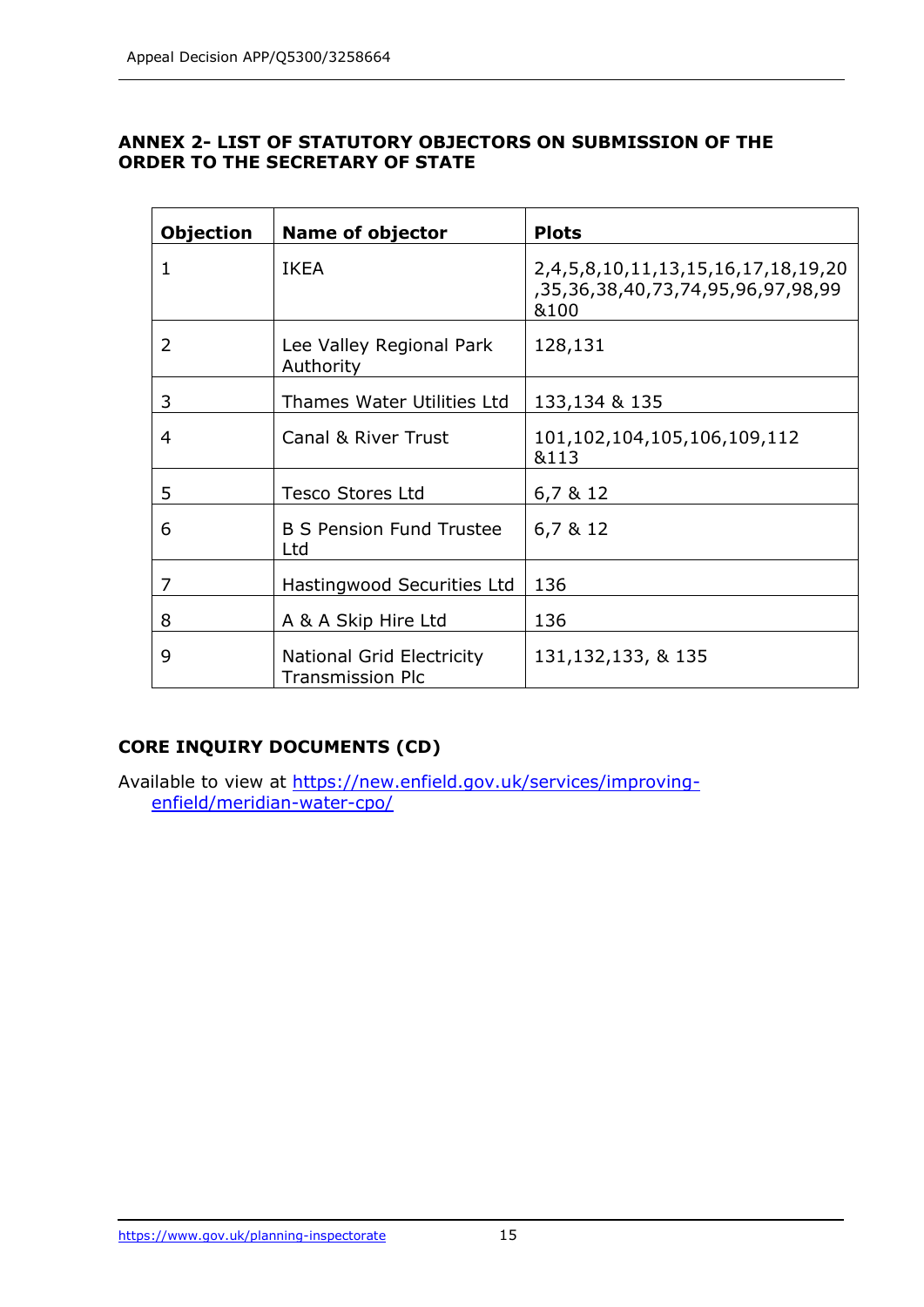## ANNEX 2- LIST OF STATUTORY OBJECTORS ON SUBMISSION OF THE ORDER TO THE SECRETARY OF STATE

| Objection | Name of objector | Plots |
|---|---|---|
| 1 | IKEA | 2,4,5,8,10,11,13,15,16,17,18,19,20,35,36,38,40,73,74,95,96,97,98,99 &100 |
| 2 | Lee Valley Regional Park Authority | 128,131 |
| 3 | Thames Water Utilities Ltd | 133,134 & 135 |
| 4 | Canal & River Trust | 101,102,104,105,106,109,112 &113 |
| 5 | Tesco Stores Ltd | 6,7 & 12 |
| 6 | B S Pension Fund Trustee Ltd | 6,7 & 12 |
| 7 | Hastingwood Securities Ltd | 136 |
| 8 | A & A Skip Hire Ltd | 136 |
| 9 | National Grid Electricity Transmission Plc | 131,132,133, & 135 |

## CORE INQUIRY DOCUMENTS (CD)

Available to view at https://new.enfield.gov.uk/services/improving-enfield/meridian-water-cpo/